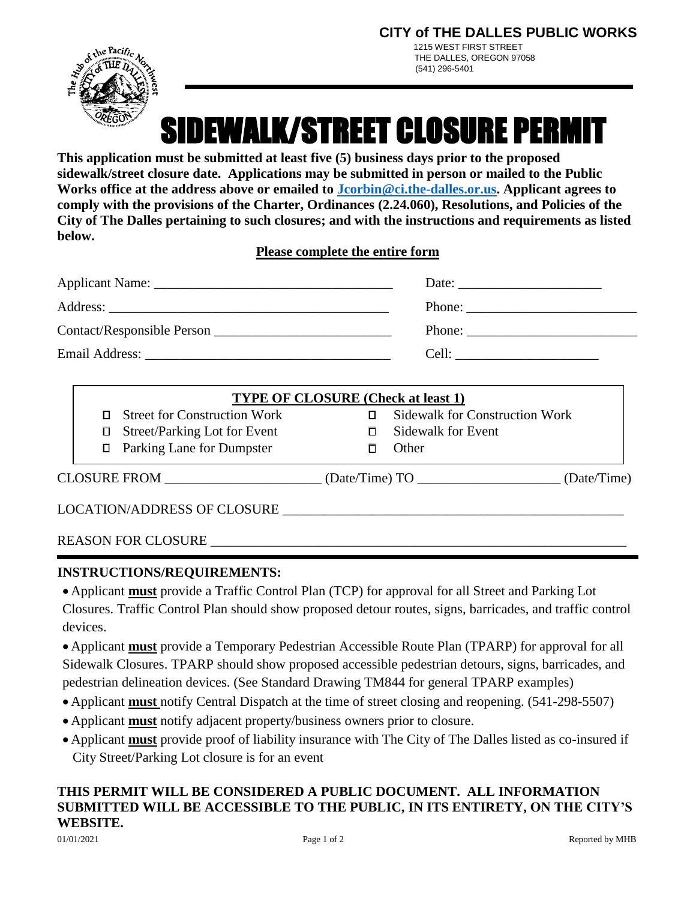**CITY of THE DALLES PUBLIC WORKS**
1215 WEST FIRST STREET
THE DALLES, OREGON 97058
(541) 296-5401

# SIDEWALK/STREET CLOSURE PERMIT

**This application must be submitted at least five (5) business days prior to the proposed sidewalk/street closure date. Applications may be submitted in person or mailed to the Public Works office at the address above or emailed to [Jcorbin@ci.the-dalles.or.us](mailto:Jcorbin@ci.the-dalles.or.us). Applicant agrees to comply with the provisions of the Charter, Ordinances (2.24.060), Resolutions, and Policies of the City of The Dalles pertaining to such closures; and with the instructions and requirements as listed below.**

**Please complete the entire form**

Applicant Name: ___________________________________ Date: _____________________

Address: _________________________________________ Phone: _________________________

Contact/Responsible Person __________________________ Phone: _________________________

Email Address: ____________________________________ Cell: _____________________

**TYPE OF CLOSURE (Check at least 1)**

- ☐ Street for Construction Work
- ☐ Street/Parking Lot for Event
- ☐ Parking Lane for Dumpster
- ☐ Sidewalk for Construction Work
- ☐ Sidewalk for Event
- ☐ Other

CLOSURE FROM ______________________ (Date/Time) TO ____________________ (Date/Time)

LOCATION/ADDRESS OF CLOSURE __________________________________________________

REASON FOR CLOSURE _______________________________________________________________

## INSTRUCTIONS/REQUIREMENTS:

- Applicant **must** provide a Traffic Control Plan (TCP) for approval for all Street and Parking Lot Closures. Traffic Control Plan should show proposed detour routes, signs, barricades, and traffic control devices.
- Applicant **must** provide a Temporary Pedestrian Accessible Route Plan (TPARP) for approval for all Sidewalk Closures. TPARP should show proposed accessible pedestrian detours, signs, barricades, and pedestrian delineation devices. (See Standard Drawing TM844 for general TPARP examples)
- Applicant **must** notify Central Dispatch at the time of street closing and reopening. (541-298-5507)
- Applicant **must** notify adjacent property/business owners prior to closure.
- Applicant **must** provide proof of liability insurance with The City of The Dalles listed as co-insured if City Street/Parking Lot closure is for an event

**THIS PERMIT WILL BE CONSIDERED A PUBLIC DOCUMENT. ALL INFORMATION SUBMITTED WILL BE ACCESSIBLE TO THE PUBLIC, IN ITS ENTIRETY, ON THE CITY'S WEBSITE.**

01/01/2021 Reported by MHB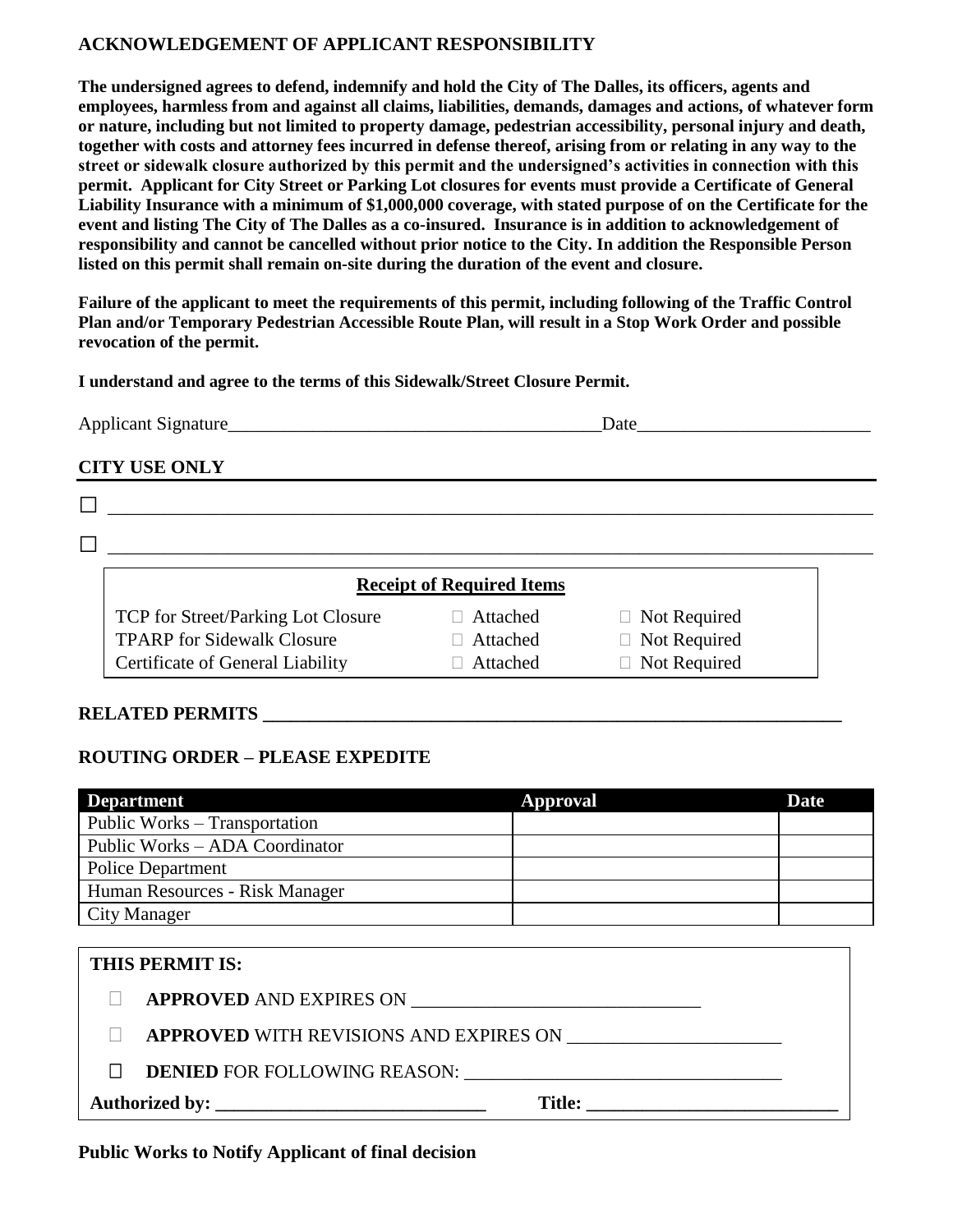## ACKNOWLEDGEMENT OF APPLICANT RESPONSIBILITY

**The undersigned agrees to defend, indemnify and hold the City of The Dalles, its officers, agents and employees, harmless from and against all claims, liabilities, demands, damages and actions, of whatever form or nature, including but not limited to property damage, pedestrian accessibility, personal injury and death, together with costs and attorney fees incurred in defense thereof, arising from or relating in any way to the street or sidewalk closure authorized by this permit and the undersigned's activities in connection with this permit. Applicant for City Street or Parking Lot closures for events must provide a Certificate of General Liability Insurance with a minimum of $1,000,000 coverage, with stated purpose of on the Certificate for the event and listing The City of The Dalles as a co-insured. Insurance is in addition to acknowledgement of responsibility and cannot be cancelled without prior notice to the City. In addition the Responsible Person listed on this permit shall remain on-site during the duration of the event and closure.**

**Failure of the applicant to meet the requirements of this permit, including following of the Traffic Control Plan and/or Temporary Pedestrian Accessible Route Plan, will result in a Stop Work Order and possible revocation of the permit.**

**I understand and agree to the terms of this Sidewalk/Street Closure Permit.**

Applicant Signature________________________________________Date_________________________

## CITY USE ONLY

☐ ______________________________________________________________________________

☐ ______________________________________________________________________________

| Receipt of Required Items | | |
|---|---|---|
| TCP for Street/Parking Lot Closure | ☐ Attached | ☐ Not Required |
| TPARP for Sidewalk Closure | ☐ Attached | ☐ Not Required |
| Certificate of General Liability | ☐ Attached | ☐ Not Required |

**RELATED PERMITS** ____________________________________________________________

**ROUTING ORDER – PLEASE EXPEDITE**

| Department | Approval | Date |
|---|---|---|
| Public Works – Transportation | | |
| Public Works – ADA Coordinator | | |
| Police Department | | |
| Human Resources - Risk Manager | | |
| City Manager | | |

**THIS PERMIT IS:**

☐ **APPROVED** AND EXPIRES ON _______________________________

☐ **APPROVED** WITH REVISIONS AND EXPIRES ON ______________________

☐ **DENIED** FOR FOLLOWING REASON: _________________________________

**Authorized by: _____________________________ Title: ___________________________**

**Public Works to Notify Applicant of final decision**